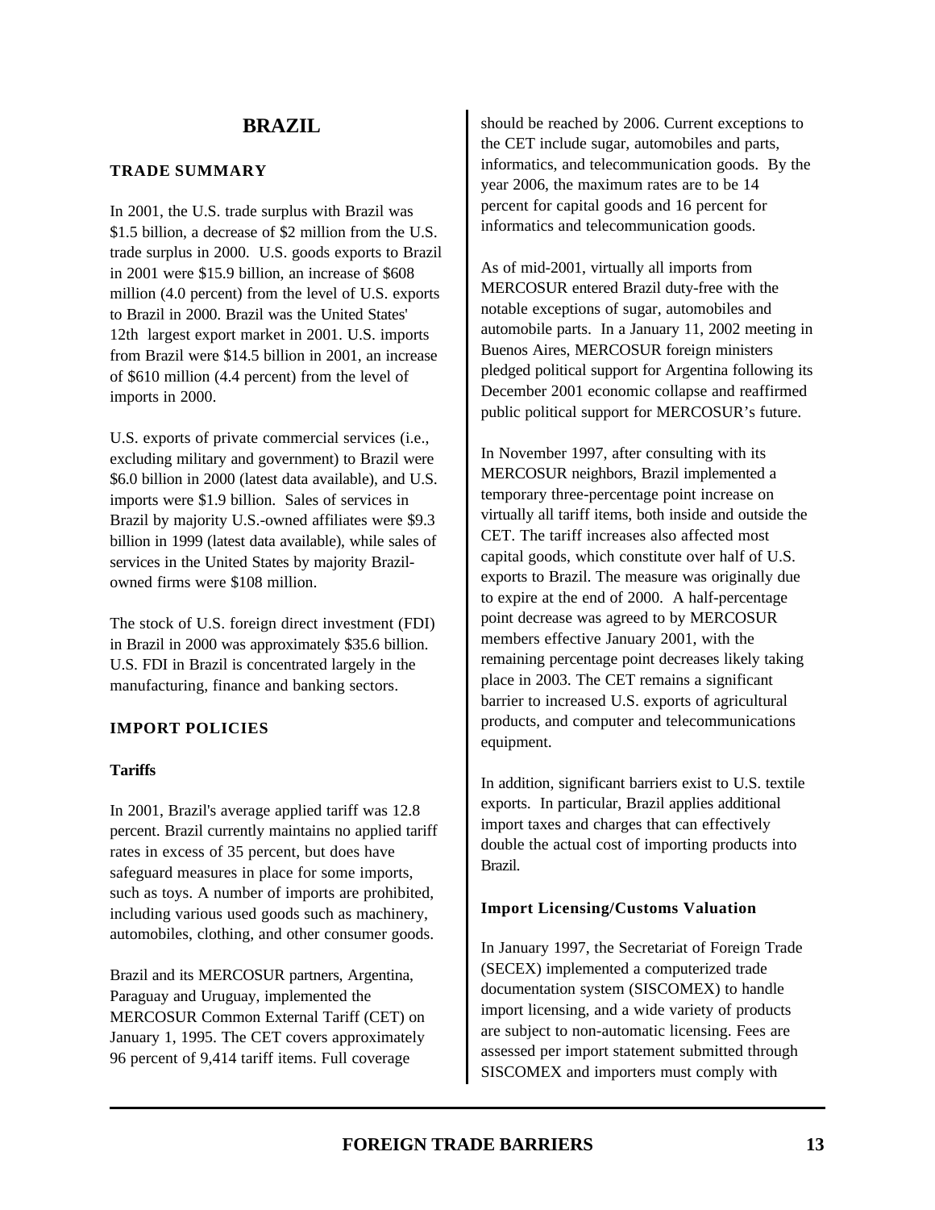# BRAZIL

## TRADE SUMMARY

In 2001, the U.S. trade surplus with Brazil was $1.5 billion, a decrease of $2 million from the U.S. trade surplus in 2000. U.S. goods exports to Brazil in 2001 were $15.9 billion, an increase of $608 million (4.0 percent) from the level of U.S. exports to Brazil in 2000. Brazil was the United States' 12th largest export market in 2001. U.S. imports from Brazil were $14.5 billion in 2001, an increase of $610 million (4.4 percent) from the level of imports in 2000.

U.S. exports of private commercial services (i.e., excluding military and government) to Brazil were $6.0 billion in 2000 (latest data available), and U.S. imports were $1.9 billion. Sales of services in Brazil by majority U.S.-owned affiliates were $9.3 billion in 1999 (latest data available), while sales of services in the United States by majority Brazil-owned firms were $108 million.

The stock of U.S. foreign direct investment (FDI) in Brazil in 2000 was approximately $35.6 billion. U.S. FDI in Brazil is concentrated largely in the manufacturing, finance and banking sectors.

## IMPORT POLICIES

### Tariffs

In 2001, Brazil's average applied tariff was 12.8 percent. Brazil currently maintains no applied tariff rates in excess of 35 percent, but does have safeguard measures in place for some imports, such as toys. A number of imports are prohibited, including various used goods such as machinery, automobiles, clothing, and other consumer goods.

Brazil and its MERCOSUR partners, Argentina, Paraguay and Uruguay, implemented the MERCOSUR Common External Tariff (CET) on January 1, 1995. The CET covers approximately 96 percent of 9,414 tariff items. Full coverage should be reached by 2006. Current exceptions to the CET include sugar, automobiles and parts, informatics, and telecommunication goods. By the year 2006, the maximum rates are to be 14 percent for capital goods and 16 percent for informatics and telecommunication goods.

As of mid-2001, virtually all imports from MERCOSUR entered Brazil duty-free with the notable exceptions of sugar, automobiles and automobile parts. In a January 11, 2002 meeting in Buenos Aires, MERCOSUR foreign ministers pledged political support for Argentina following its December 2001 economic collapse and reaffirmed public political support for MERCOSUR's future.

In November 1997, after consulting with its MERCOSUR neighbors, Brazil implemented a temporary three-percentage point increase on virtually all tariff items, both inside and outside the CET. The tariff increases also affected most capital goods, which constitute over half of U.S. exports to Brazil. The measure was originally due to expire at the end of 2000. A half-percentage point decrease was agreed to by MERCOSUR members effective January 2001, with the remaining percentage point decreases likely taking place in 2003. The CET remains a significant barrier to increased U.S. exports of agricultural products, and computer and telecommunications equipment.

In addition, significant barriers exist to U.S. textile exports. In particular, Brazil applies additional import taxes and charges that can effectively double the actual cost of importing products into Brazil.

### Import Licensing/Customs Valuation

In January 1997, the Secretariat of Foreign Trade (SECEX) implemented a computerized trade documentation system (SISCOMEX) to handle import licensing, and a wide variety of products are subject to non-automatic licensing. Fees are assessed per import statement submitted through SISCOMEX and importers must comply with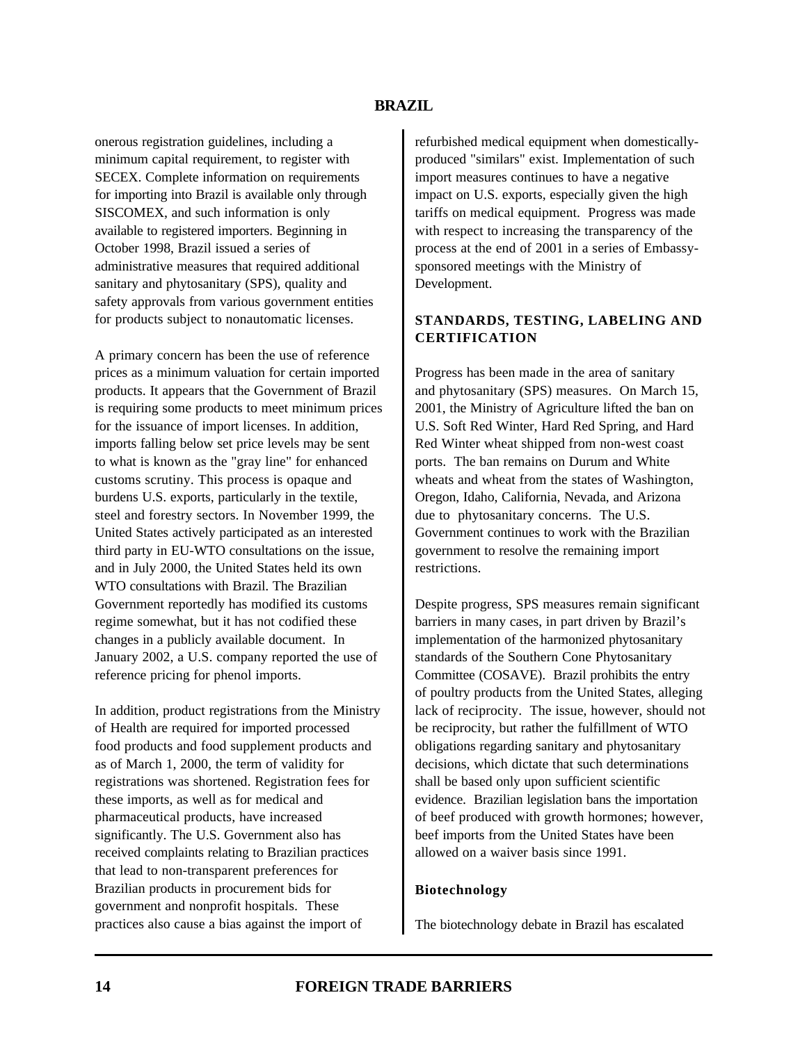onerous registration guidelines, including a minimum capital requirement, to register with SECEX. Complete information on requirements for importing into Brazil is available only through SISCOMEX, and such information is only available to registered importers. Beginning in October 1998, Brazil issued a series of administrative measures that required additional sanitary and phytosanitary (SPS), quality and safety approvals from various government entities for products subject to nonautomatic licenses.

A primary concern has been the use of reference prices as a minimum valuation for certain imported products. It appears that the Government of Brazil is requiring some products to meet minimum prices for the issuance of import licenses. In addition, imports falling below set price levels may be sent to what is known as the "gray line" for enhanced customs scrutiny. This process is opaque and burdens U.S. exports, particularly in the textile, steel and forestry sectors. In November 1999, the United States actively participated as an interested third party in EU-WTO consultations on the issue, and in July 2000, the United States held its own WTO consultations with Brazil. The Brazilian Government reportedly has modified its customs regime somewhat, but it has not codified these changes in a publicly available document. In January 2002, a U.S. company reported the use of reference pricing for phenol imports.

In addition, product registrations from the Ministry of Health are required for imported processed food products and food supplement products and as of March 1, 2000, the term of validity for registrations was shortened. Registration fees for these imports, as well as for medical and pharmaceutical products, have increased significantly. The U.S. Government also has received complaints relating to Brazilian practices that lead to non-transparent preferences for Brazilian products in procurement bids for government and nonprofit hospitals. These practices also cause a bias against the import of refurbished medical equipment when domestically-produced "similars" exist. Implementation of such import measures continues to have a negative impact on U.S. exports, especially given the high tariffs on medical equipment. Progress was made with respect to increasing the transparency of the process at the end of 2001 in a series of Embassy-sponsored meetings with the Ministry of Development.

## STANDARDS, TESTING, LABELING AND CERTIFICATION

Progress has been made in the area of sanitary and phytosanitary (SPS) measures. On March 15, 2001, the Ministry of Agriculture lifted the ban on U.S. Soft Red Winter, Hard Red Spring, and Hard Red Winter wheat shipped from non-west coast ports. The ban remains on Durum and White wheats and wheat from the states of Washington, Oregon, Idaho, California, Nevada, and Arizona due to phytosanitary concerns. The U.S. Government continues to work with the Brazilian government to resolve the remaining import restrictions.

Despite progress, SPS measures remain significant barriers in many cases, in part driven by Brazil's implementation of the harmonized phytosanitary standards of the Southern Cone Phytosanitary Committee (COSAVE). Brazil prohibits the entry of poultry products from the United States, alleging lack of reciprocity. The issue, however, should not be reciprocity, but rather the fulfillment of WTO obligations regarding sanitary and phytosanitary decisions, which dictate that such determinations shall be based only upon sufficient scientific evidence. Brazilian legislation bans the importation of beef produced with growth hormones; however, beef imports from the United States have been allowed on a waiver basis since 1991.

### Biotechnology

The biotechnology debate in Brazil has escalated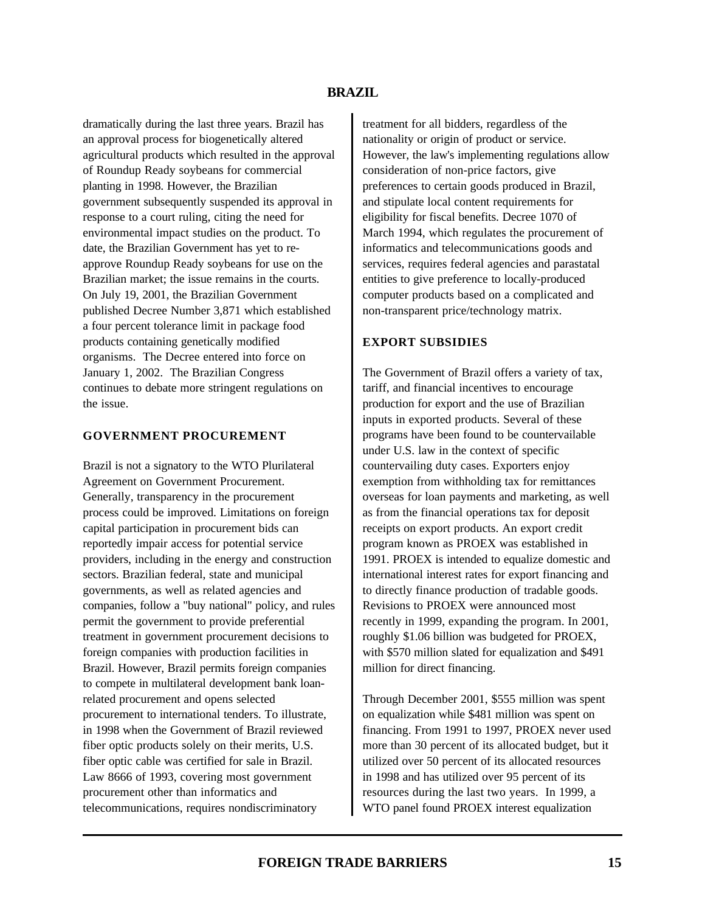dramatically during the last three years. Brazil has an approval process for biogenetically altered agricultural products which resulted in the approval of Roundup Ready soybeans for commercial planting in 1998. However, the Brazilian government subsequently suspended its approval in response to a court ruling, citing the need for environmental impact studies on the product. To date, the Brazilian Government has yet to re-approve Roundup Ready soybeans for use on the Brazilian market; the issue remains in the courts. On July 19, 2001, the Brazilian Government published Decree Number 3,871 which established a four percent tolerance limit in package food products containing genetically modified organisms. The Decree entered into force on January 1, 2002. The Brazilian Congress continues to debate more stringent regulations on the issue.

## GOVERNMENT PROCUREMENT

Brazil is not a signatory to the WTO Plurilateral Agreement on Government Procurement. Generally, transparency in the procurement process could be improved. Limitations on foreign capital participation in procurement bids can reportedly impair access for potential service providers, including in the energy and construction sectors. Brazilian federal, state and municipal governments, as well as related agencies and companies, follow a "buy national" policy, and rules permit the government to provide preferential treatment in government procurement decisions to foreign companies with production facilities in Brazil. However, Brazil permits foreign companies to compete in multilateral development bank loan-related procurement and opens selected procurement to international tenders. To illustrate, in 1998 when the Government of Brazil reviewed fiber optic products solely on their merits, U.S. fiber optic cable was certified for sale in Brazil. Law 8666 of 1993, covering most government procurement other than informatics and telecommunications, requires nondiscriminatory treatment for all bidders, regardless of the nationality or origin of product or service. However, the law's implementing regulations allow consideration of non-price factors, give preferences to certain goods produced in Brazil, and stipulate local content requirements for eligibility for fiscal benefits. Decree 1070 of March 1994, which regulates the procurement of informatics and telecommunications goods and services, requires federal agencies and parastatal entities to give preference to locally-produced computer products based on a complicated and non-transparent price/technology matrix.

## EXPORT SUBSIDIES

The Government of Brazil offers a variety of tax, tariff, and financial incentives to encourage production for export and the use of Brazilian inputs in exported products. Several of these programs have been found to be countervailable under U.S. law in the context of specific countervailing duty cases. Exporters enjoy exemption from withholding tax for remittances overseas for loan payments and marketing, as well as from the financial operations tax for deposit receipts on export products. An export credit program known as PROEX was established in 1991. PROEX is intended to equalize domestic and international interest rates for export financing and to directly finance production of tradable goods. Revisions to PROEX were announced most recently in 1999, expanding the program. In 2001, roughly $1.06 billion was budgeted for PROEX, with $570 million slated for equalization and $491 million for direct financing.

Through December 2001, $555 million was spent on equalization while $481 million was spent on financing. From 1991 to 1997, PROEX never used more than 30 percent of its allocated budget, but it utilized over 50 percent of its allocated resources in 1998 and has utilized over 95 percent of its resources during the last two years. In 1999, a WTO panel found PROEX interest equalization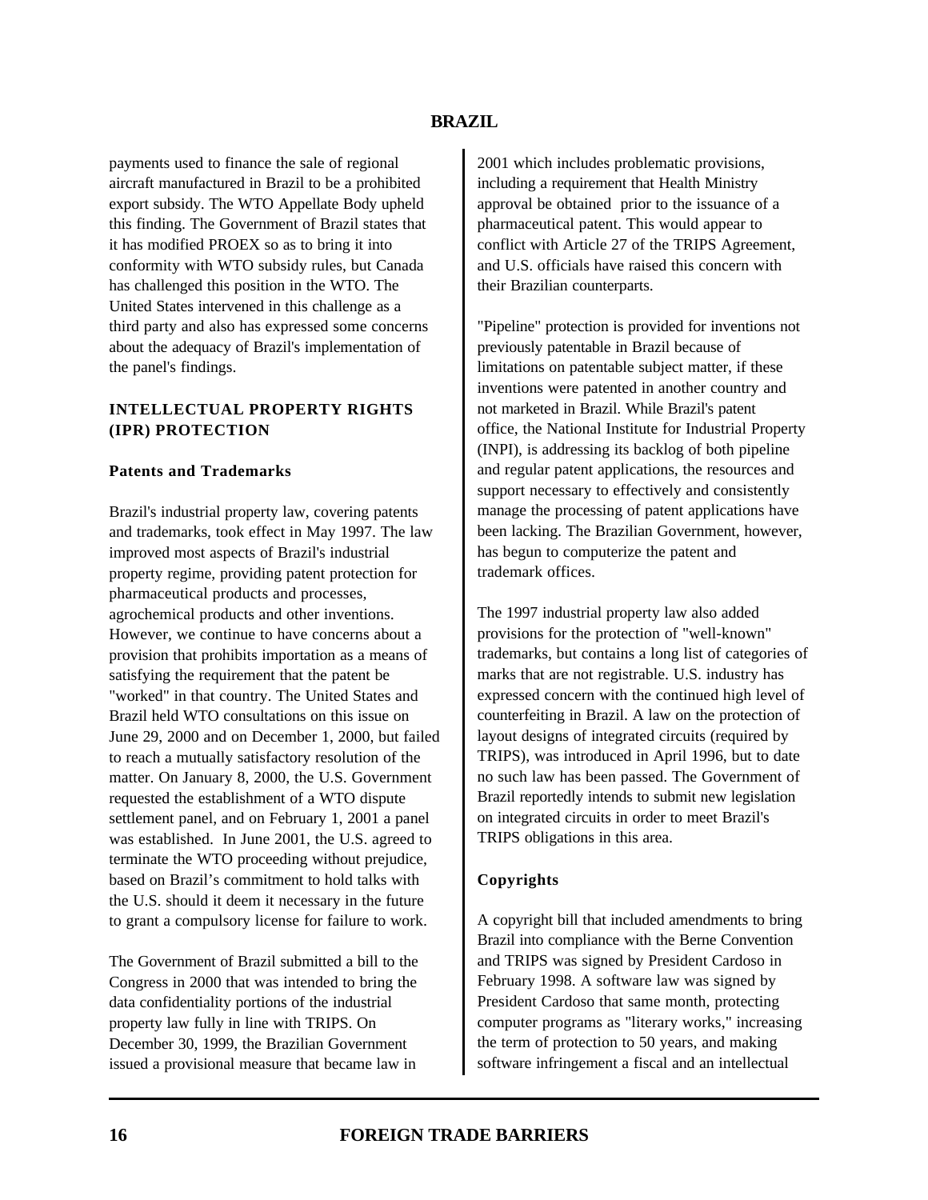payments used to finance the sale of regional aircraft manufactured in Brazil to be a prohibited export subsidy. The WTO Appellate Body upheld this finding. The Government of Brazil states that it has modified PROEX so as to bring it into conformity with WTO subsidy rules, but Canada has challenged this position in the WTO. The United States intervened in this challenge as a third party and also has expressed some concerns about the adequacy of Brazil's implementation of the panel's findings.

## INTELLECTUAL PROPERTY RIGHTS (IPR) PROTECTION

### Patents and Trademarks

Brazil's industrial property law, covering patents and trademarks, took effect in May 1997. The law improved most aspects of Brazil's industrial property regime, providing patent protection for pharmaceutical products and processes, agrochemical products and other inventions. However, we continue to have concerns about a provision that prohibits importation as a means of satisfying the requirement that the patent be "worked" in that country. The United States and Brazil held WTO consultations on this issue on June 29, 2000 and on December 1, 2000, but failed to reach a mutually satisfactory resolution of the matter. On January 8, 2000, the U.S. Government requested the establishment of a WTO dispute settlement panel, and on February 1, 2001 a panel was established. In June 2001, the U.S. agreed to terminate the WTO proceeding without prejudice, based on Brazil's commitment to hold talks with the U.S. should it deem it necessary in the future to grant a compulsory license for failure to work.

The Government of Brazil submitted a bill to the Congress in 2000 that was intended to bring the data confidentiality portions of the industrial property law fully in line with TRIPS. On December 30, 1999, the Brazilian Government issued a provisional measure that became law in 2001 which includes problematic provisions, including a requirement that Health Ministry approval be obtained prior to the issuance of a pharmaceutical patent. This would appear to conflict with Article 27 of the TRIPS Agreement, and U.S. officials have raised this concern with their Brazilian counterparts.

"Pipeline" protection is provided for inventions not previously patentable in Brazil because of limitations on patentable subject matter, if these inventions were patented in another country and not marketed in Brazil. While Brazil's patent office, the National Institute for Industrial Property (INPI), is addressing its backlog of both pipeline and regular patent applications, the resources and support necessary to effectively and consistently manage the processing of patent applications have been lacking. The Brazilian Government, however, has begun to computerize the patent and trademark offices.

The 1997 industrial property law also added provisions for the protection of "well-known" trademarks, but contains a long list of categories of marks that are not registrable. U.S. industry has expressed concern with the continued high level of counterfeiting in Brazil. A law on the protection of layout designs of integrated circuits (required by TRIPS), was introduced in April 1996, but to date no such law has been passed. The Government of Brazil reportedly intends to submit new legislation on integrated circuits in order to meet Brazil's TRIPS obligations in this area.

### Copyrights

A copyright bill that included amendments to bring Brazil into compliance with the Berne Convention and TRIPS was signed by President Cardoso in February 1998. A software law was signed by President Cardoso that same month, protecting computer programs as "literary works," increasing the term of protection to 50 years, and making software infringement a fiscal and an intellectual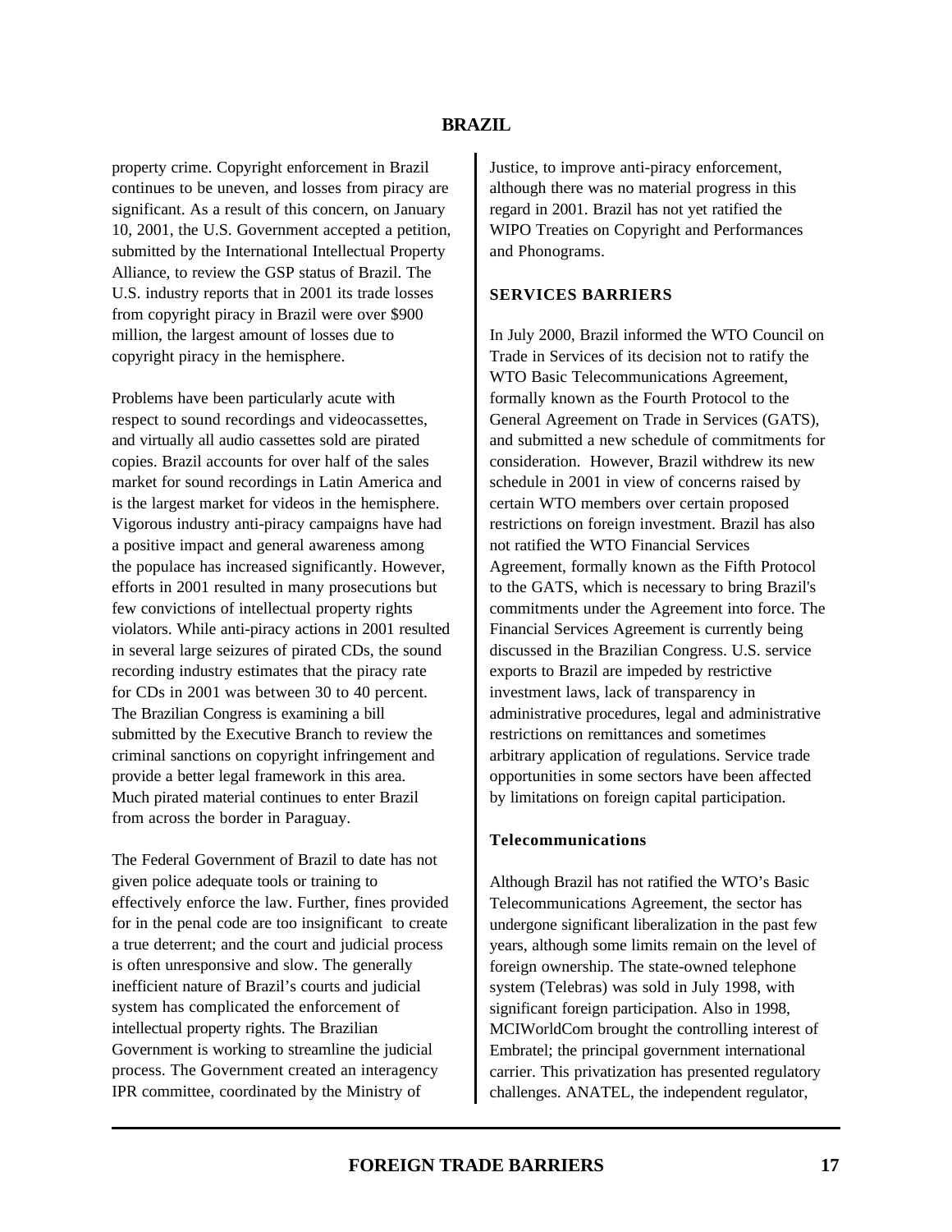property crime. Copyright enforcement in Brazil continues to be uneven, and losses from piracy are significant. As a result of this concern, on January 10, 2001, the U.S. Government accepted a petition, submitted by the International Intellectual Property Alliance, to review the GSP status of Brazil. The U.S. industry reports that in 2001 its trade losses from copyright piracy in Brazil were over $900 million, the largest amount of losses due to copyright piracy in the hemisphere.

Problems have been particularly acute with respect to sound recordings and videocassettes, and virtually all audio cassettes sold are pirated copies. Brazil accounts for over half of the sales market for sound recordings in Latin America and is the largest market for videos in the hemisphere. Vigorous industry anti-piracy campaigns have had a positive impact and general awareness among the populace has increased significantly. However, efforts in 2001 resulted in many prosecutions but few convictions of intellectual property rights violators. While anti-piracy actions in 2001 resulted in several large seizures of pirated CDs, the sound recording industry estimates that the piracy rate for CDs in 2001 was between 30 to 40 percent. The Brazilian Congress is examining a bill submitted by the Executive Branch to review the criminal sanctions on copyright infringement and provide a better legal framework in this area. Much pirated material continues to enter Brazil from across the border in Paraguay.

The Federal Government of Brazil to date has not given police adequate tools or training to effectively enforce the law. Further, fines provided for in the penal code are too insignificant to create a true deterrent; and the court and judicial process is often unresponsive and slow. The generally inefficient nature of Brazil's courts and judicial system has complicated the enforcement of intellectual property rights. The Brazilian Government is working to streamline the judicial process. The Government created an interagency IPR committee, coordinated by the Ministry of Justice, to improve anti-piracy enforcement, although there was no material progress in this regard in 2001. Brazil has not yet ratified the WIPO Treaties on Copyright and Performances and Phonograms.

## SERVICES BARRIERS

In July 2000, Brazil informed the WTO Council on Trade in Services of its decision not to ratify the WTO Basic Telecommunications Agreement, formally known as the Fourth Protocol to the General Agreement on Trade in Services (GATS), and submitted a new schedule of commitments for consideration. However, Brazil withdrew its new schedule in 2001 in view of concerns raised by certain WTO members over certain proposed restrictions on foreign investment. Brazil has also not ratified the WTO Financial Services Agreement, formally known as the Fifth Protocol to the GATS, which is necessary to bring Brazil's commitments under the Agreement into force. The Financial Services Agreement is currently being discussed in the Brazilian Congress. U.S. service exports to Brazil are impeded by restrictive investment laws, lack of transparency in administrative procedures, legal and administrative restrictions on remittances and sometimes arbitrary application of regulations. Service trade opportunities in some sectors have been affected by limitations on foreign capital participation.

### Telecommunications

Although Brazil has not ratified the WTO's Basic Telecommunications Agreement, the sector has undergone significant liberalization in the past few years, although some limits remain on the level of foreign ownership. The state-owned telephone system (Telebras) was sold in July 1998, with significant foreign participation. Also in 1998, MCIWorldCom brought the controlling interest of Embratel; the principal government international carrier. This privatization has presented regulatory challenges. ANATEL, the independent regulator,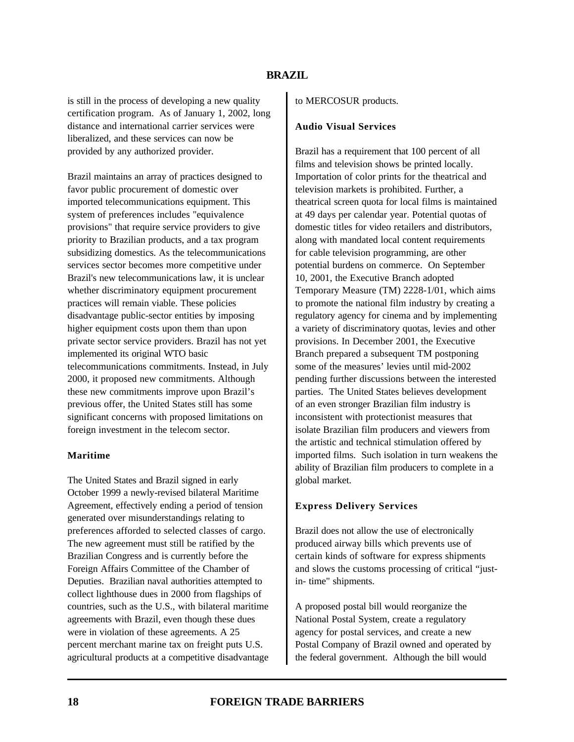is still in the process of developing a new quality certification program. As of January 1, 2002, long distance and international carrier services were liberalized, and these services can now be provided by any authorized provider.

Brazil maintains an array of practices designed to favor public procurement of domestic over imported telecommunications equipment. This system of preferences includes "equivalence provisions" that require service providers to give priority to Brazilian products, and a tax program subsidizing domestics. As the telecommunications services sector becomes more competitive under Brazil's new telecommunications law, it is unclear whether discriminatory equipment procurement practices will remain viable. These policies disadvantage public-sector entities by imposing higher equipment costs upon them than upon private sector service providers. Brazil has not yet implemented its original WTO basic telecommunications commitments. Instead, in July 2000, it proposed new commitments. Although these new commitments improve upon Brazil's previous offer, the United States still has some significant concerns with proposed limitations on foreign investment in the telecom sector.

### Maritime

The United States and Brazil signed in early October 1999 a newly-revised bilateral Maritime Agreement, effectively ending a period of tension generated over misunderstandings relating to preferences afforded to selected classes of cargo. The new agreement must still be ratified by the Brazilian Congress and is currently before the Foreign Affairs Committee of the Chamber of Deputies. Brazilian naval authorities attempted to collect lighthouse dues in 2000 from flagships of countries, such as the U.S., with bilateral maritime agreements with Brazil, even though these dues were in violation of these agreements. A 25 percent merchant marine tax on freight puts U.S. agricultural products at a competitive disadvantage to MERCOSUR products.

### Audio Visual Services

Brazil has a requirement that 100 percent of all films and television shows be printed locally. Importation of color prints for the theatrical and television markets is prohibited. Further, a theatrical screen quota for local films is maintained at 49 days per calendar year. Potential quotas of domestic titles for video retailers and distributors, along with mandated local content requirements for cable television programming, are other potential burdens on commerce. On September 10, 2001, the Executive Branch adopted Temporary Measure (TM) 2228-1/01, which aims to promote the national film industry by creating a regulatory agency for cinema and by implementing a variety of discriminatory quotas, levies and other provisions. In December 2001, the Executive Branch prepared a subsequent TM postponing some of the measures' levies until mid-2002 pending further discussions between the interested parties. The United States believes development of an even stronger Brazilian film industry is inconsistent with protectionist measures that isolate Brazilian film producers and viewers from the artistic and technical stimulation offered by imported films. Such isolation in turn weakens the ability of Brazilian film producers to complete in a global market.

### Express Delivery Services

Brazil does not allow the use of electronically produced airway bills which prevents use of certain kinds of software for express shipments and slows the customs processing of critical "just-in- time" shipments.

A proposed postal bill would reorganize the National Postal System, create a regulatory agency for postal services, and create a new Postal Company of Brazil owned and operated by the federal government. Although the bill would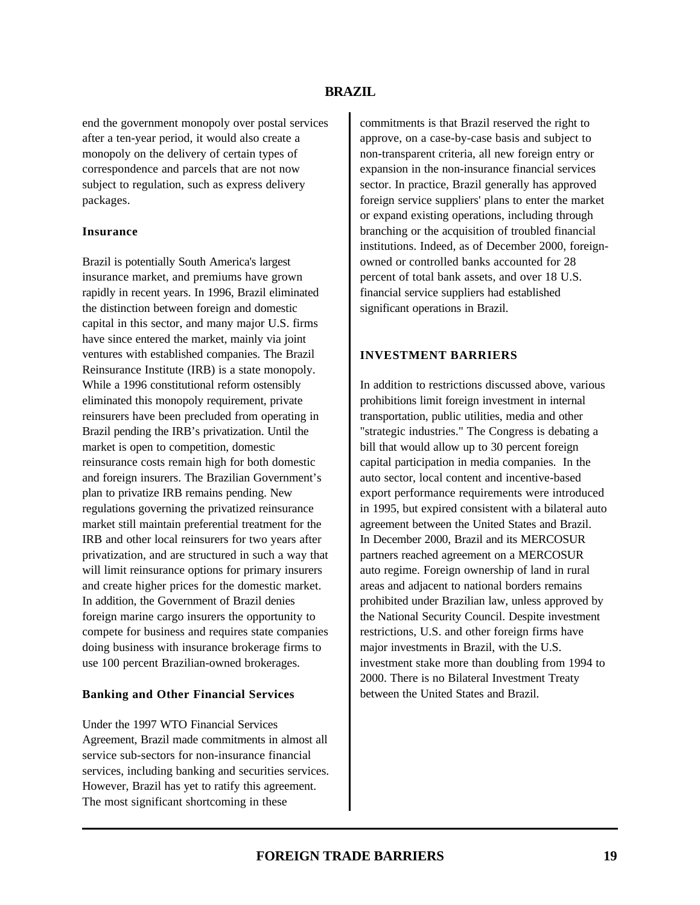end the government monopoly over postal services after a ten-year period, it would also create a monopoly on the delivery of certain types of correspondence and parcels that are not now subject to regulation, such as express delivery packages.

### Insurance

Brazil is potentially South America's largest insurance market, and premiums have grown rapidly in recent years. In 1996, Brazil eliminated the distinction between foreign and domestic capital in this sector, and many major U.S. firms have since entered the market, mainly via joint ventures with established companies. The Brazil Reinsurance Institute (IRB) is a state monopoly. While a 1996 constitutional reform ostensibly eliminated this monopoly requirement, private reinsurers have been precluded from operating in Brazil pending the IRB's privatization. Until the market is open to competition, domestic reinsurance costs remain high for both domestic and foreign insurers. The Brazilian Government's plan to privatize IRB remains pending. New regulations governing the privatized reinsurance market still maintain preferential treatment for the IRB and other local reinsurers for two years after privatization, and are structured in such a way that will limit reinsurance options for primary insurers and create higher prices for the domestic market. In addition, the Government of Brazil denies foreign marine cargo insurers the opportunity to compete for business and requires state companies doing business with insurance brokerage firms to use 100 percent Brazilian-owned brokerages.

### Banking and Other Financial Services

Under the 1997 WTO Financial Services Agreement, Brazil made commitments in almost all service sub-sectors for non-insurance financial services, including banking and securities services. However, Brazil has yet to ratify this agreement. The most significant shortcoming in these commitments is that Brazil reserved the right to approve, on a case-by-case basis and subject to non-transparent criteria, all new foreign entry or expansion in the non-insurance financial services sector. In practice, Brazil generally has approved foreign service suppliers' plans to enter the market or expand existing operations, including through branching or the acquisition of troubled financial institutions. Indeed, as of December 2000, foreign-owned or controlled banks accounted for 28 percent of total bank assets, and over 18 U.S. financial service suppliers had established significant operations in Brazil.

## INVESTMENT BARRIERS

In addition to restrictions discussed above, various prohibitions limit foreign investment in internal transportation, public utilities, media and other "strategic industries." The Congress is debating a bill that would allow up to 30 percent foreign capital participation in media companies. In the auto sector, local content and incentive-based export performance requirements were introduced in 1995, but expired consistent with a bilateral auto agreement between the United States and Brazil. In December 2000, Brazil and its MERCOSUR partners reached agreement on a MERCOSUR auto regime. Foreign ownership of land in rural areas and adjacent to national borders remains prohibited under Brazilian law, unless approved by the National Security Council. Despite investment restrictions, U.S. and other foreign firms have major investments in Brazil, with the U.S. investment stake more than doubling from 1994 to 2000. There is no Bilateral Investment Treaty between the United States and Brazil.